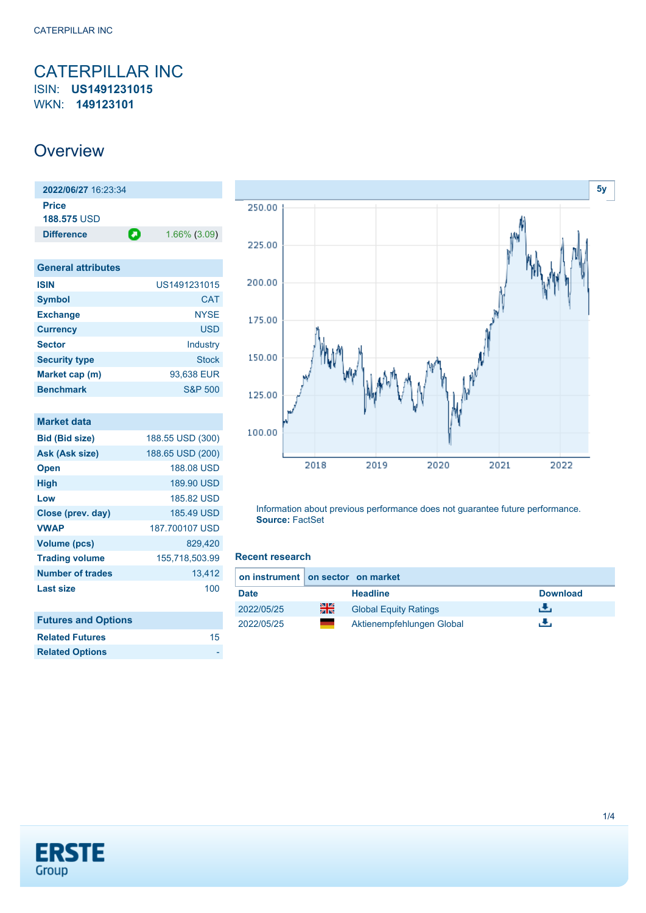# CATERPILLAR INC

ISIN: **US1491231015**

WKN: **149123101**

## Overview

| **2022/06/27** 16:23:34 | |
|---|---|
| **Price** | |
| **188.575** USD | |
| **Difference** | 1.66% (3.09) |

| General attributes | |
|---|---|
| **ISIN** | US1491231015 |
| **Symbol** | CAT |
| **Exchange** | NYSE |
| **Currency** | USD |
| **Sector** | Industry |
| **Security type** | Stock |
| **Market cap (m)** | 93,638 EUR |
| **Benchmark** | S&P 500 |

| Market data | |
|---|---|
| **Bid (Bid size)** | 188.55 USD (300) |
| **Ask (Ask size)** | 188.65 USD (200) |
| **Open** | 188.08 USD |
| **High** | 189.90 USD |
| **Low** | 185.82 USD |
| **Close (prev. day)** | 185.49 USD |
| **VWAP** | 187.700107 USD |
| **Volume (pcs)** | 829,420 |
| **Trading volume** | 155,718,503.99 |
| **Number of trades** | 13,412 |
| **Last size** | 100 |

| Futures and Options | |
|---|---|
| **Related Futures** | 15 |
| **Related Options** | - |

Information about previous performance does not guarantee future performance.
**Source:** FactSet

### Recent research

**on instrument** | **on sector** | **on market**

| Date | | Headline | Download |
|---|---|---|---|
| 2022/05/25 | | Global Equity Ratings | |
| 2022/05/25 | | Aktienempfehlungen Global | |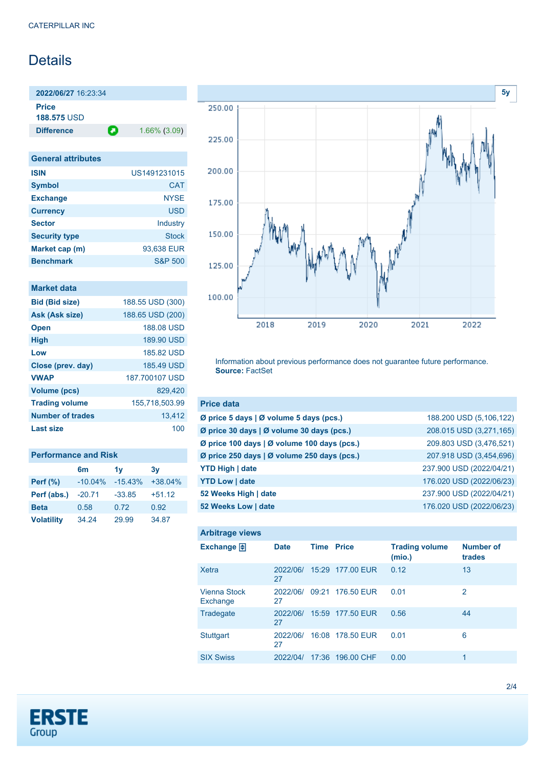# Details

| **2022/06/27** 16:23:34 | |
|---|---|
| **Price** 188.575 USD | |
| **Difference** | 1.66% (3.09) |

| General attributes | |
|---|---|
| **ISIN** | US1491231015 |
| **Symbol** | CAT |
| **Exchange** | NYSE |
| **Currency** | USD |
| **Sector** | Industry |
| **Security type** | Stock |
| **Market cap (m)** | 93,638 EUR |
| **Benchmark** | S&P 500 |

| Market data | |
|---|---|
| **Bid (Bid size)** | 188.55 USD (300) |
| **Ask (Ask size)** | 188.65 USD (200) |
| **Open** | 188.08 USD |
| **High** | 189.90 USD |
| **Low** | 185.82 USD |
| **Close (prev. day)** | 185.49 USD |
| **VWAP** | 187.700107 USD |
| **Volume (pcs)** | 829,420 |
| **Trading volume** | 155,718,503.99 |
| **Number of trades** | 13,412 |
| **Last size** | 100 |

## Performance and Risk

| | 6m | 1y | 3y |
|---|---|---|---|
| **Perf (%)** | -10.04% | -15.43% | +38.04% |
| **Perf (abs.)** | -20.71 | -33.85 | +51.12 |
| **Beta** | 0.58 | 0.72 | 0.92 |
| **Volatility** | 34.24 | 29.99 | 34.87 |

Information about previous performance does not guarantee future performance.
**Source:** FactSet

| Price data | |
|---|---|
| **Ø price 5 days \| Ø volume 5 days (pcs.)** | 188.200 USD (5,106,122) |
| **Ø price 30 days \| Ø volume 30 days (pcs.)** | 208.015 USD (3,271,165) |
| **Ø price 100 days \| Ø volume 100 days (pcs.)** | 209.803 USD (3,476,521) |
| **Ø price 250 days \| Ø volume 250 days (pcs.)** | 207.918 USD (3,454,696) |
| **YTD High \| date** | 237.900 USD (2022/04/21) |
| **YTD Low \| date** | 176.020 USD (2022/06/23) |
| **52 Weeks High \| date** | 237.900 USD (2022/04/21) |
| **52 Weeks Low \| date** | 176.020 USD (2022/06/23) |

## Arbitrage views

| Exchange | Date | Time | Price | Trading volume (mio.) | Number of trades |
|---|---|---|---|---|---|
| Xetra | 2022/06/27 | 15:29 | 177.00 EUR | 0.12 | 13 |
| Vienna Stock Exchange | 2022/06/27 | 09:21 | 176.50 EUR | 0.01 | 2 |
| Tradegate | 2022/06/27 | 15:59 | 177.50 EUR | 0.56 | 44 |
| Stuttgart | 2022/06/27 | 16:08 | 178.50 EUR | 0.01 | 6 |
| SIX Swiss | 2022/04/ | 17:36 | 196.00 CHF | 0.00 | 1 |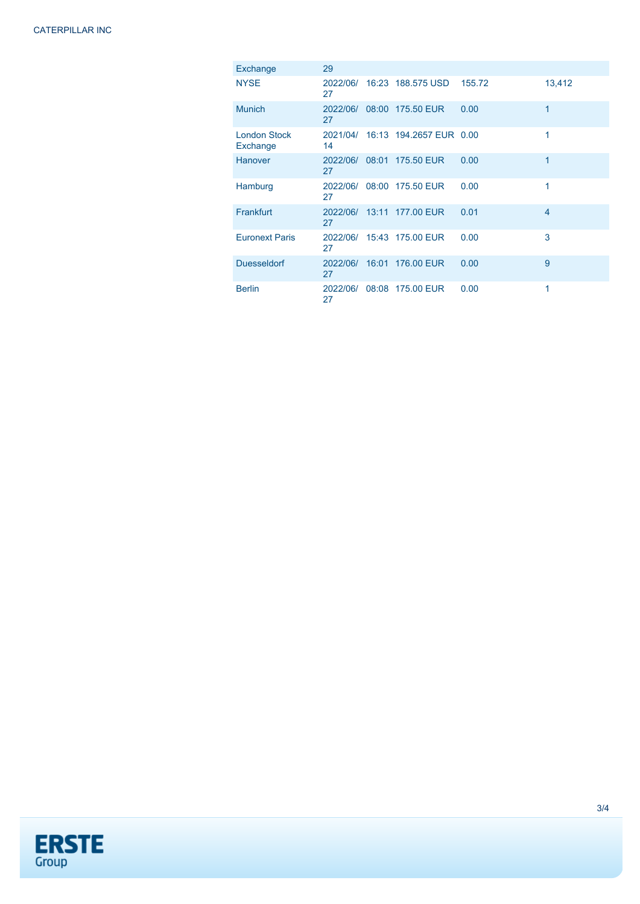| Exchange | 29 | | | | |
|---|---|---|---|---|---|
| NYSE | 2022/06/27 | 16:23 | 188.575 USD | 155.72 | 13,412 |
| Munich | 2022/06/27 | 08:00 | 175.50 EUR | 0.00 | 1 |
| London Stock Exchange | 2021/04/14 | 16:13 | 194.2657 EUR | 0.00 | 1 |
| Hanover | 2022/06/27 | 08:01 | 175.50 EUR | 0.00 | 1 |
| Hamburg | 2022/06/27 | 08:00 | 175.50 EUR | 0.00 | 1 |
| Frankfurt | 2022/06/27 | 13:11 | 177.00 EUR | 0.01 | 4 |
| Euronext Paris | 2022/06/27 | 15:43 | 175.00 EUR | 0.00 | 3 |
| Duesseldorf | 2022/06/27 | 16:01 | 176.00 EUR | 0.00 | 9 |
| Berlin | 2022/06/27 | 08:08 | 175.00 EUR | 0.00 | 1 |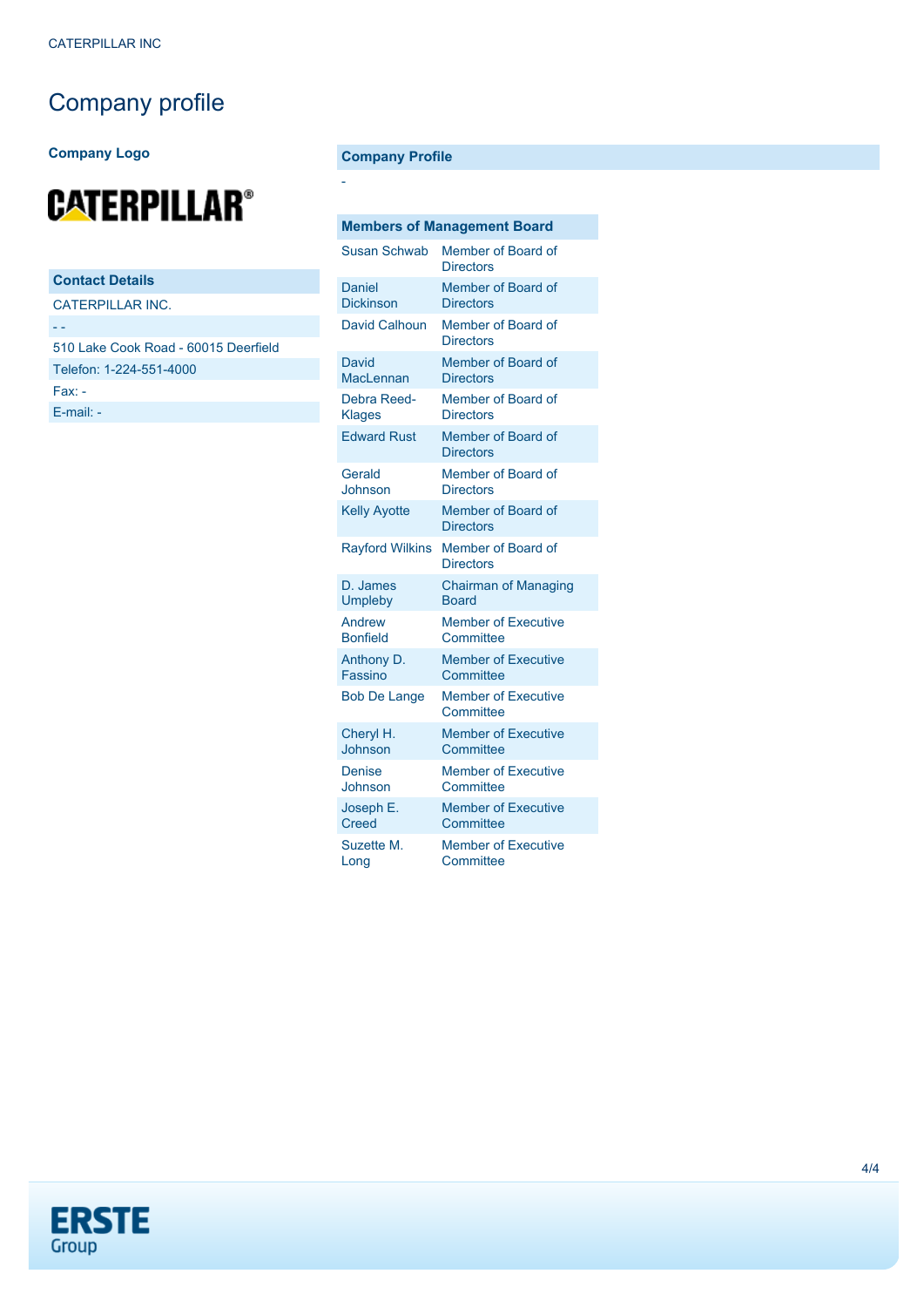# Company profile

**Company Logo**

## Contact Details

CATERPILLAR INC.

- -

510 Lake Cook Road - 60015 Deerfield

Telefon: 1-224-551-4000

Fax: -

E-mail: -

## Company Profile

-

## Members of Management Board

| | |
|---|---|
| Susan Schwab | Member of Board of Directors |
| Daniel Dickinson | Member of Board of Directors |
| David Calhoun | Member of Board of Directors |
| David MacLennan | Member of Board of Directors |
| Debra Reed-Klages | Member of Board of Directors |
| Edward Rust | Member of Board of Directors |
| Gerald Johnson | Member of Board of Directors |
| Kelly Ayotte | Member of Board of Directors |
| Rayford Wilkins | Member of Board of Directors |
| D. James Umpleby | Chairman of Managing Board |
| Andrew Bonfield | Member of Executive Committee |
| Anthony D. Fassino | Member of Executive Committee |
| Bob De Lange | Member of Executive Committee |
| Cheryl H. Johnson | Member of Executive Committee |
| Denise Johnson | Member of Executive Committee |
| Joseph E. Creed | Member of Executive Committee |
| Suzette M. Long | Member of Executive Committee |